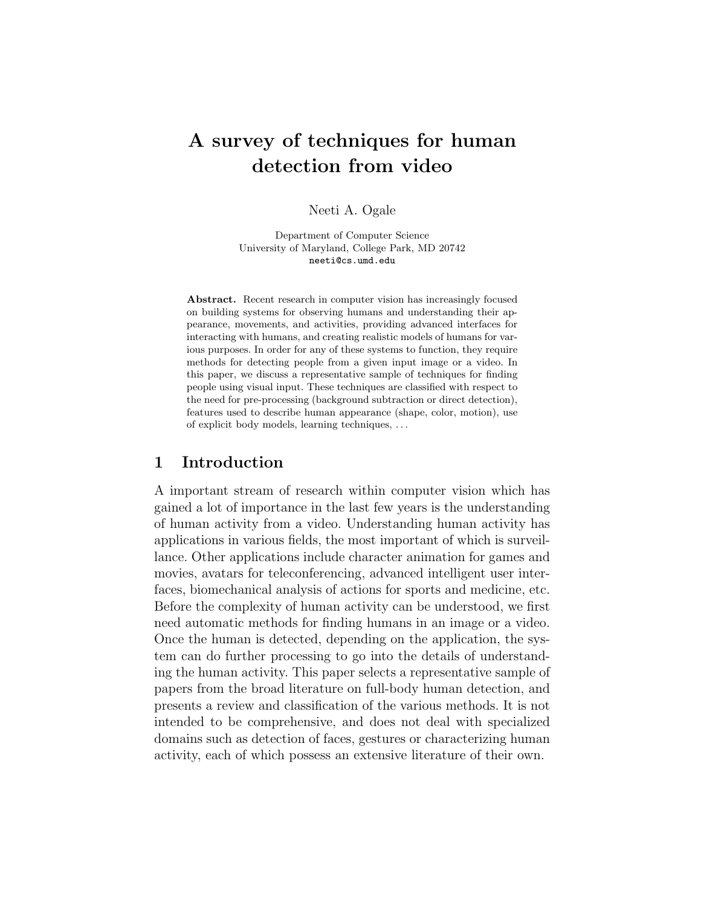# A survey of techniques for human detection from video

Neeti A. Ogale

Department of Computer Science
University of Maryland, College Park, MD 20742
neeti@cs.umd.edu

**Abstract.** Recent research in computer vision has increasingly focused on building systems for observing humans and understanding their appearance, movements, and activities, providing advanced interfaces for interacting with humans, and creating realistic models of humans for various purposes. In order for any of these systems to function, they require methods for detecting people from a given input image or a video. In this paper, we discuss a representative sample of techniques for finding people using visual input. These techniques are classified with respect to the need for pre-processing (background subtraction or direct detection), features used to describe human appearance (shape, color, motion), use of explicit body models, learning techniques, . . .

## 1 Introduction

A important stream of research within computer vision which has gained a lot of importance in the last few years is the understanding of human activity from a video. Understanding human activity has applications in various fields, the most important of which is surveillance. Other applications include character animation for games and movies, avatars for teleconferencing, advanced intelligent user interfaces, biomechanical analysis of actions for sports and medicine, etc. Before the complexity of human activity can be understood, we first need automatic methods for finding humans in an image or a video. Once the human is detected, depending on the application, the system can do further processing to go into the details of understanding the human activity. This paper selects a representative sample of papers from the broad literature on full-body human detection, and presents a review and classification of the various methods. It is not intended to be comprehensive, and does not deal with specialized domains such as detection of faces, gestures or characterizing human activity, each of which possess an extensive literature of their own.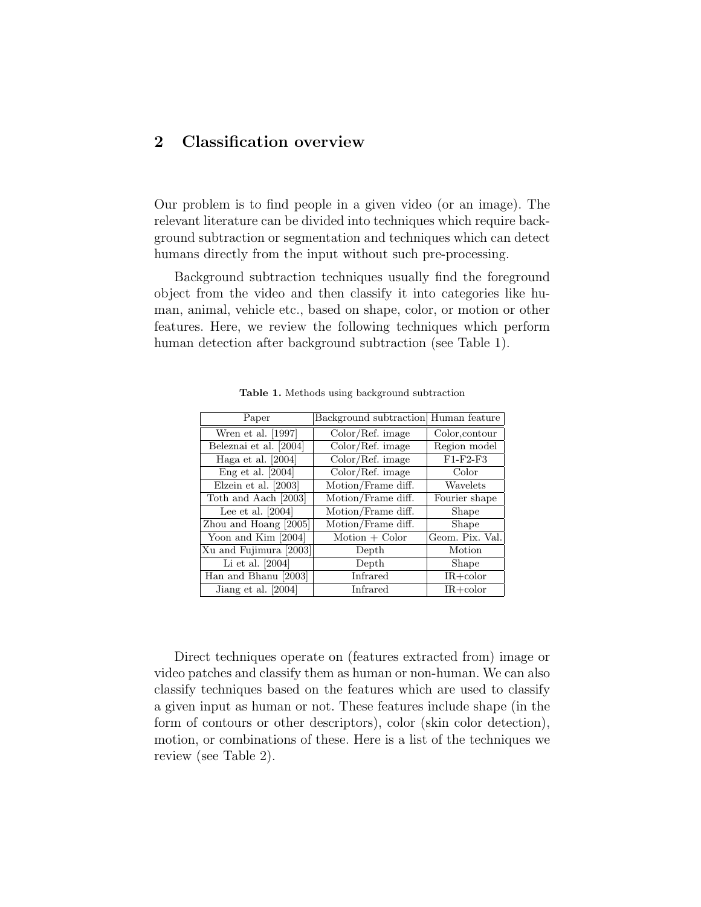## 2 Classification overview

Our problem is to find people in a given video (or an image). The relevant literature can be divided into techniques which require background subtraction or segmentation and techniques which can detect humans directly from the input without such pre-processing.

Background subtraction techniques usually find the foreground object from the video and then classify it into categories like human, animal, vehicle etc., based on shape, color, or motion or other features. Here, we review the following techniques which perform human detection after background subtraction (see Table 1).

**Table 1.** Methods using background subtraction

| Paper | Background subtraction | Human feature |
|---|---|---|
| Wren et al. [1997] | Color/Ref. image | Color,contour |
| Beleznai et al. [2004] | Color/Ref. image | Region model |
| Haga et al. [2004] | Color/Ref. image | F1-F2-F3 |
| Eng et al. [2004] | Color/Ref. image | Color |
| Elzein et al. [2003] | Motion/Frame diff. | Wavelets |
| Toth and Aach [2003] | Motion/Frame diff. | Fourier shape |
| Lee et al. [2004] | Motion/Frame diff. | Shape |
| Zhou and Hoang [2005] | Motion/Frame diff. | Shape |
| Yoon and Kim [2004] | Motion + Color | Geom. Pix. Val. |
| Xu and Fujimura [2003] | Depth | Motion |
| Li et al. [2004] | Depth | Shape |
| Han and Bhanu [2003] | Infrared | IR+color |
| Jiang et al. [2004] | Infrared | IR+color |

Direct techniques operate on (features extracted from) image or video patches and classify them as human or non-human. We can also classify techniques based on the features which are used to classify a given input as human or not. These features include shape (in the form of contours or other descriptors), color (skin color detection), motion, or combinations of these. Here is a list of the techniques we review (see Table 2).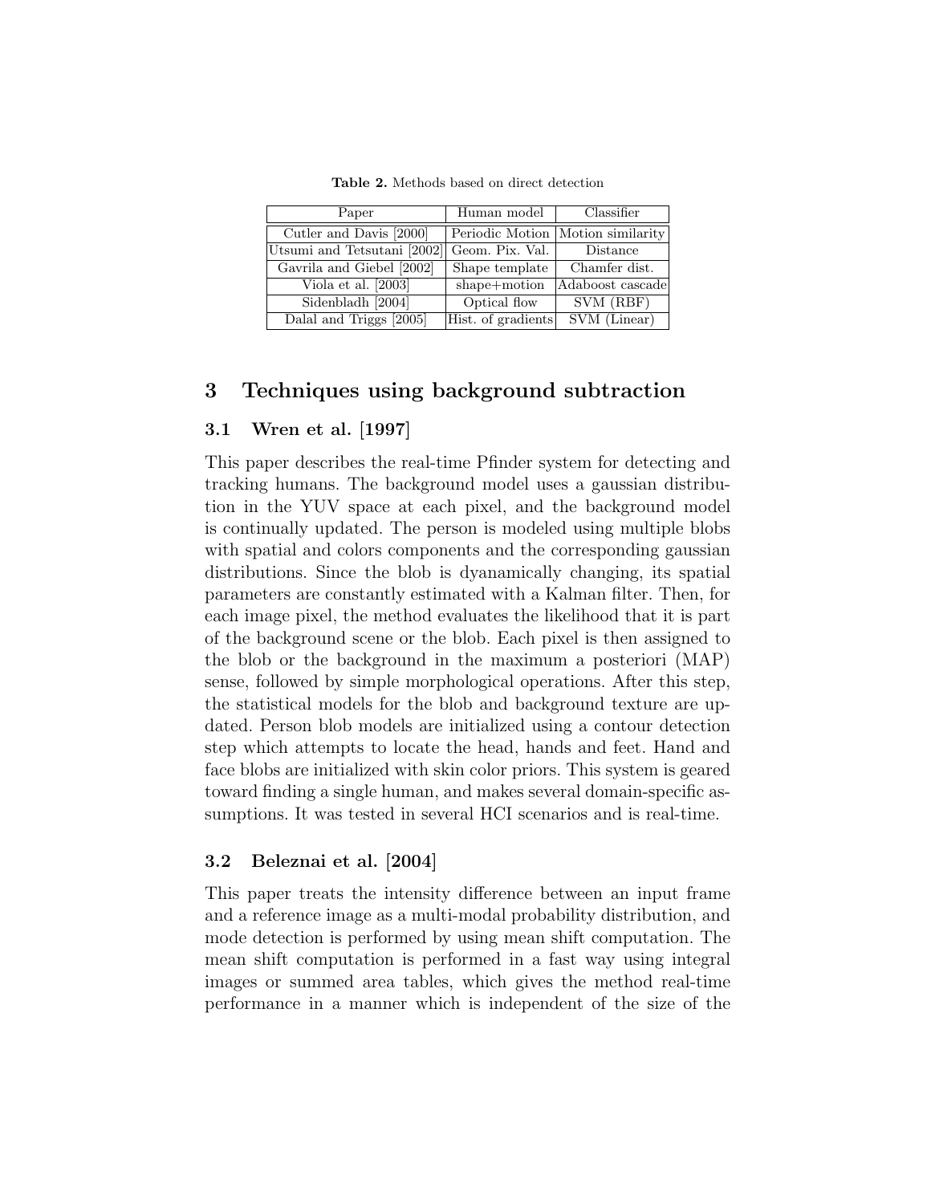**Table 2.** Methods based on direct detection

| Paper | Human model | Classifier |
|---|---|---|
| Cutler and Davis [2000] | Periodic Motion | Motion similarity |
| Utsumi and Tetsutani [2002] | Geom. Pix. Val. | Distance |
| Gavrila and Giebel [2002] | Shape template | Chamfer dist. |
| Viola et al. [2003] | shape+motion | Adaboost cascade |
| Sidenbladh [2004] | Optical flow | SVM (RBF) |
| Dalal and Triggs [2005] | Hist. of gradients | SVM (Linear) |

## 3 Techniques using background subtraction

### 3.1 Wren et al. [1997]

This paper describes the real-time Pfinder system for detecting and tracking humans. The background model uses a gaussian distribution in the YUV space at each pixel, and the background model is continually updated. The person is modeled using multiple blobs with spatial and colors components and the corresponding gaussian distributions. Since the blob is dyanamically changing, its spatial parameters are constantly estimated with a Kalman filter. Then, for each image pixel, the method evaluates the likelihood that it is part of the background scene or the blob. Each pixel is then assigned to the blob or the background in the maximum a posteriori (MAP) sense, followed by simple morphological operations. After this step, the statistical models for the blob and background texture are updated. Person blob models are initialized using a contour detection step which attempts to locate the head, hands and feet. Hand and face blobs are initialized with skin color priors. This system is geared toward finding a single human, and makes several domain-specific assumptions. It was tested in several HCI scenarios and is real-time.

### 3.2 Beleznai et al. [2004]

This paper treats the intensity difference between an input frame and a reference image as a multi-modal probability distribution, and mode detection is performed by using mean shift computation. The mean shift computation is performed in a fast way using integral images or summed area tables, which gives the method real-time performance in a manner which is independent of the size of the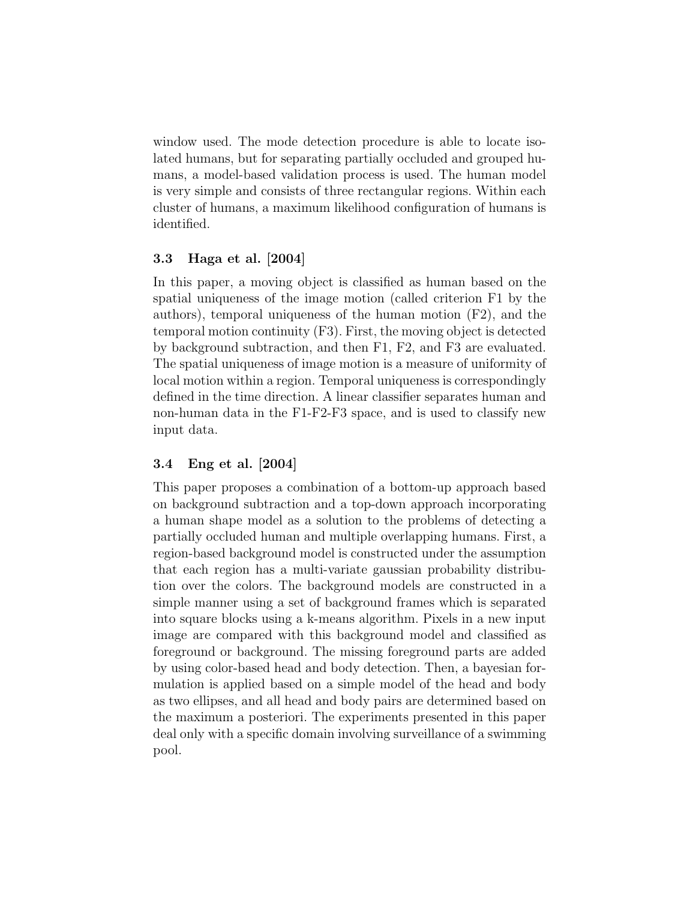window used. The mode detection procedure is able to locate isolated humans, but for separating partially occluded and grouped humans, a model-based validation process is used. The human model is very simple and consists of three rectangular regions. Within each cluster of humans, a maximum likelihood configuration of humans is identified.

### 3.3 Haga et al. [2004]

In this paper, a moving object is classified as human based on the spatial uniqueness of the image motion (called criterion F1 by the authors), temporal uniqueness of the human motion (F2), and the temporal motion continuity (F3). First, the moving object is detected by background subtraction, and then F1, F2, and F3 are evaluated. The spatial uniqueness of image motion is a measure of uniformity of local motion within a region. Temporal uniqueness is correspondingly defined in the time direction. A linear classifier separates human and non-human data in the F1-F2-F3 space, and is used to classify new input data.

### 3.4 Eng et al. [2004]

This paper proposes a combination of a bottom-up approach based on background subtraction and a top-down approach incorporating a human shape model as a solution to the problems of detecting a partially occluded human and multiple overlapping humans. First, a region-based background model is constructed under the assumption that each region has a multi-variate gaussian probability distribution over the colors. The background models are constructed in a simple manner using a set of background frames which is separated into square blocks using a k-means algorithm. Pixels in a new input image are compared with this background model and classified as foreground or background. The missing foreground parts are added by using color-based head and body detection. Then, a bayesian formulation is applied based on a simple model of the head and body as two ellipses, and all head and body pairs are determined based on the maximum a posteriori. The experiments presented in this paper deal only with a specific domain involving surveillance of a swimming pool.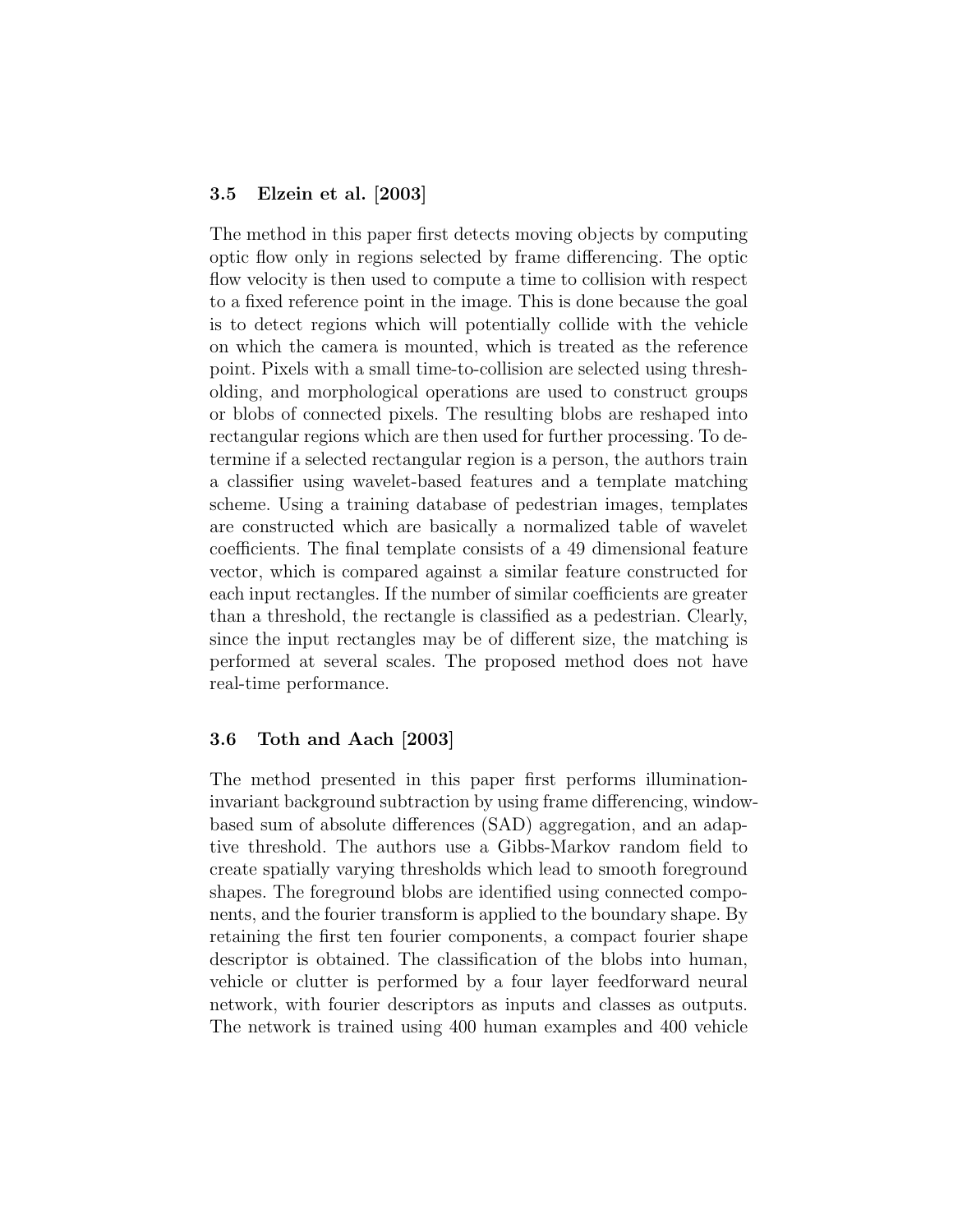### 3.5 Elzein et al. [2003]

The method in this paper first detects moving objects by computing optic flow only in regions selected by frame differencing. The optic flow velocity is then used to compute a time to collision with respect to a fixed reference point in the image. This is done because the goal is to detect regions which will potentially collide with the vehicle on which the camera is mounted, which is treated as the reference point. Pixels with a small time-to-collision are selected using thresholding, and morphological operations are used to construct groups or blobs of connected pixels. The resulting blobs are reshaped into rectangular regions which are then used for further processing. To determine if a selected rectangular region is a person, the authors train a classifier using wavelet-based features and a template matching scheme. Using a training database of pedestrian images, templates are constructed which are basically a normalized table of wavelet coefficients. The final template consists of a 49 dimensional feature vector, which is compared against a similar feature constructed for each input rectangles. If the number of similar coefficients are greater than a threshold, the rectangle is classified as a pedestrian. Clearly, since the input rectangles may be of different size, the matching is performed at several scales. The proposed method does not have real-time performance.

### 3.6 Toth and Aach [2003]

The method presented in this paper first performs illumination-invariant background subtraction by using frame differencing, window-based sum of absolute differences (SAD) aggregation, and an adaptive threshold. The authors use a Gibbs-Markov random field to create spatially varying thresholds which lead to smooth foreground shapes. The foreground blobs are identified using connected components, and the fourier transform is applied to the boundary shape. By retaining the first ten fourier components, a compact fourier shape descriptor is obtained. The classification of the blobs into human, vehicle or clutter is performed by a four layer feedforward neural network, with fourier descriptors as inputs and classes as outputs. The network is trained using 400 human examples and 400 vehicle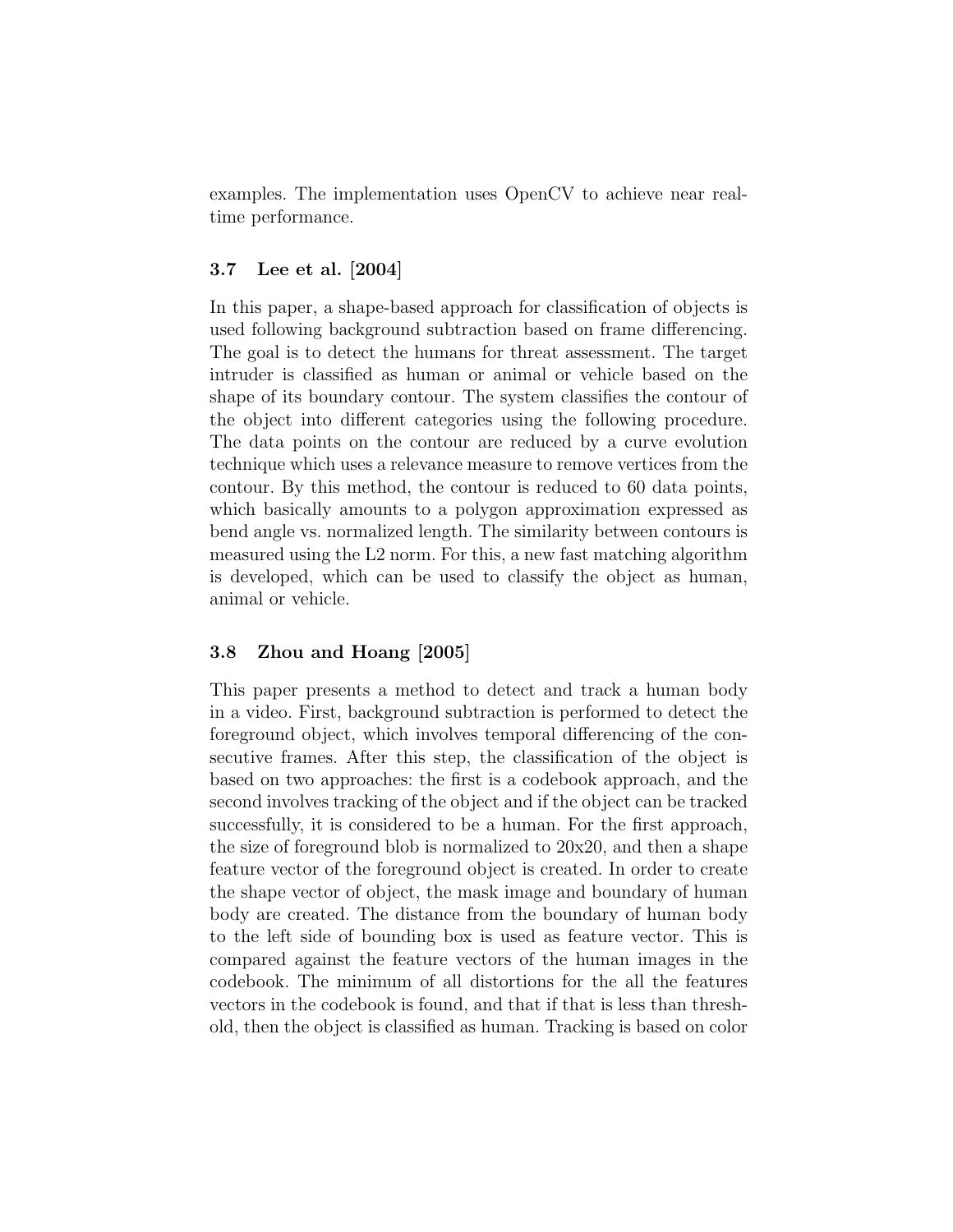examples. The implementation uses OpenCV to achieve near real-time performance.

### 3.7 Lee et al. [2004]

In this paper, a shape-based approach for classification of objects is used following background subtraction based on frame differencing. The goal is to detect the humans for threat assessment. The target intruder is classified as human or animal or vehicle based on the shape of its boundary contour. The system classifies the contour of the object into different categories using the following procedure. The data points on the contour are reduced by a curve evolution technique which uses a relevance measure to remove vertices from the contour. By this method, the contour is reduced to 60 data points, which basically amounts to a polygon approximation expressed as bend angle vs. normalized length. The similarity between contours is measured using the L2 norm. For this, a new fast matching algorithm is developed, which can be used to classify the object as human, animal or vehicle.

### 3.8 Zhou and Hoang [2005]

This paper presents a method to detect and track a human body in a video. First, background subtraction is performed to detect the foreground object, which involves temporal differencing of the consecutive frames. After this step, the classification of the object is based on two approaches: the first is a codebook approach, and the second involves tracking of the object and if the object can be tracked successfully, it is considered to be a human. For the first approach, the size of foreground blob is normalized to 20x20, and then a shape feature vector of the foreground object is created. In order to create the shape vector of object, the mask image and boundary of human body are created. The distance from the boundary of human body to the left side of bounding box is used as feature vector. This is compared against the feature vectors of the human images in the codebook. The minimum of all distortions for the all the features vectors in the codebook is found, and that if that is less than threshold, then the object is classified as human. Tracking is based on color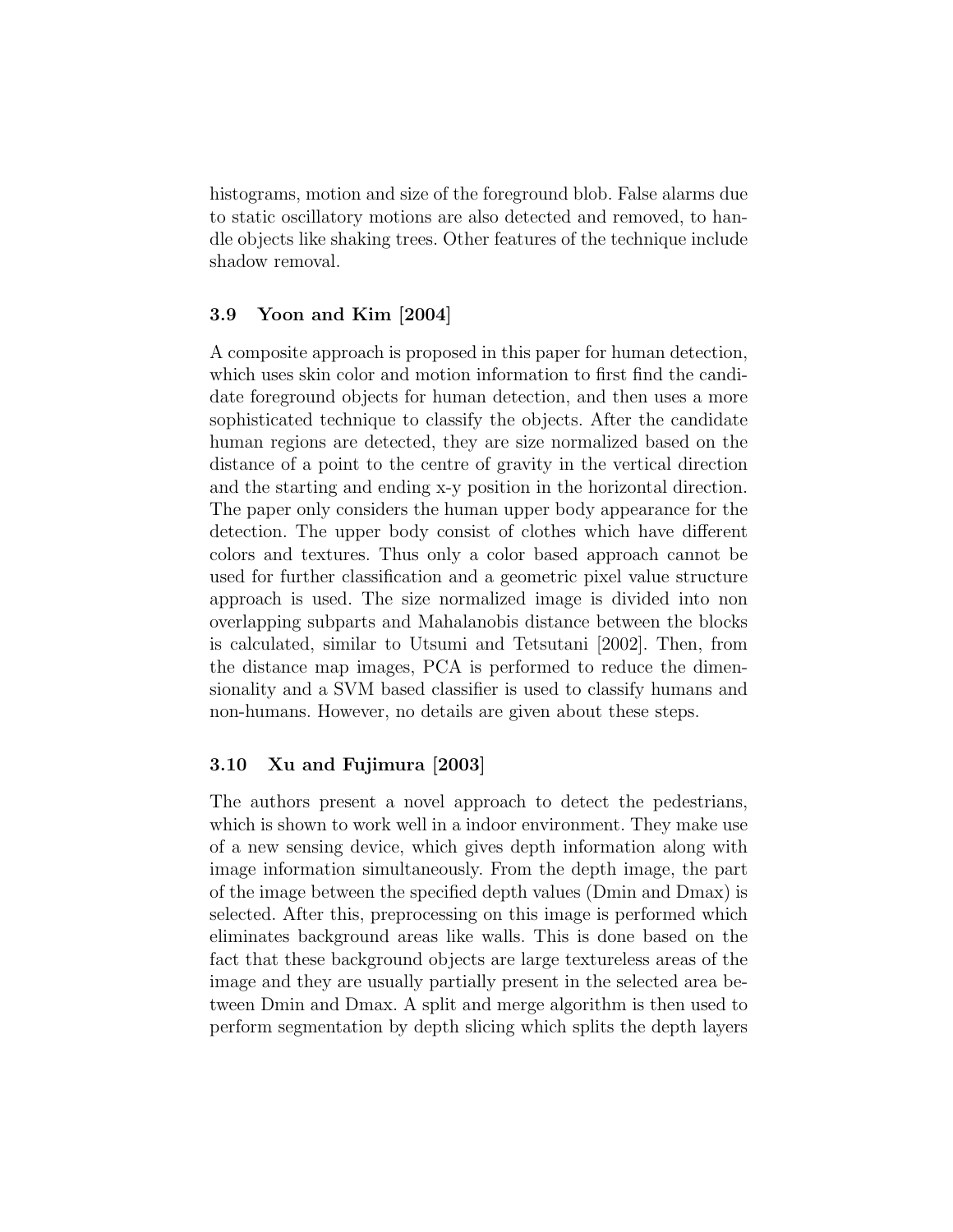histograms, motion and size of the foreground blob. False alarms due to static oscillatory motions are also detected and removed, to handle objects like shaking trees. Other features of the technique include shadow removal.

### 3.9 Yoon and Kim [2004]

A composite approach is proposed in this paper for human detection, which uses skin color and motion information to first find the candidate foreground objects for human detection, and then uses a more sophisticated technique to classify the objects. After the candidate human regions are detected, they are size normalized based on the distance of a point to the centre of gravity in the vertical direction and the starting and ending x-y position in the horizontal direction. The paper only considers the human upper body appearance for the detection. The upper body consist of clothes which have different colors and textures. Thus only a color based approach cannot be used for further classification and a geometric pixel value structure approach is used. The size normalized image is divided into non overlapping subparts and Mahalanobis distance between the blocks is calculated, similar to Utsumi and Tetsutani [2002]. Then, from the distance map images, PCA is performed to reduce the dimensionality and a SVM based classifier is used to classify humans and non-humans. However, no details are given about these steps.

### 3.10 Xu and Fujimura [2003]

The authors present a novel approach to detect the pedestrians, which is shown to work well in a indoor environment. They make use of a new sensing device, which gives depth information along with image information simultaneously. From the depth image, the part of the image between the specified depth values (Dmin and Dmax) is selected. After this, preprocessing on this image is performed which eliminates background areas like walls. This is done based on the fact that these background objects are large textureless areas of the image and they are usually partially present in the selected area between Dmin and Dmax. A split and merge algorithm is then used to perform segmentation by depth slicing which splits the depth layers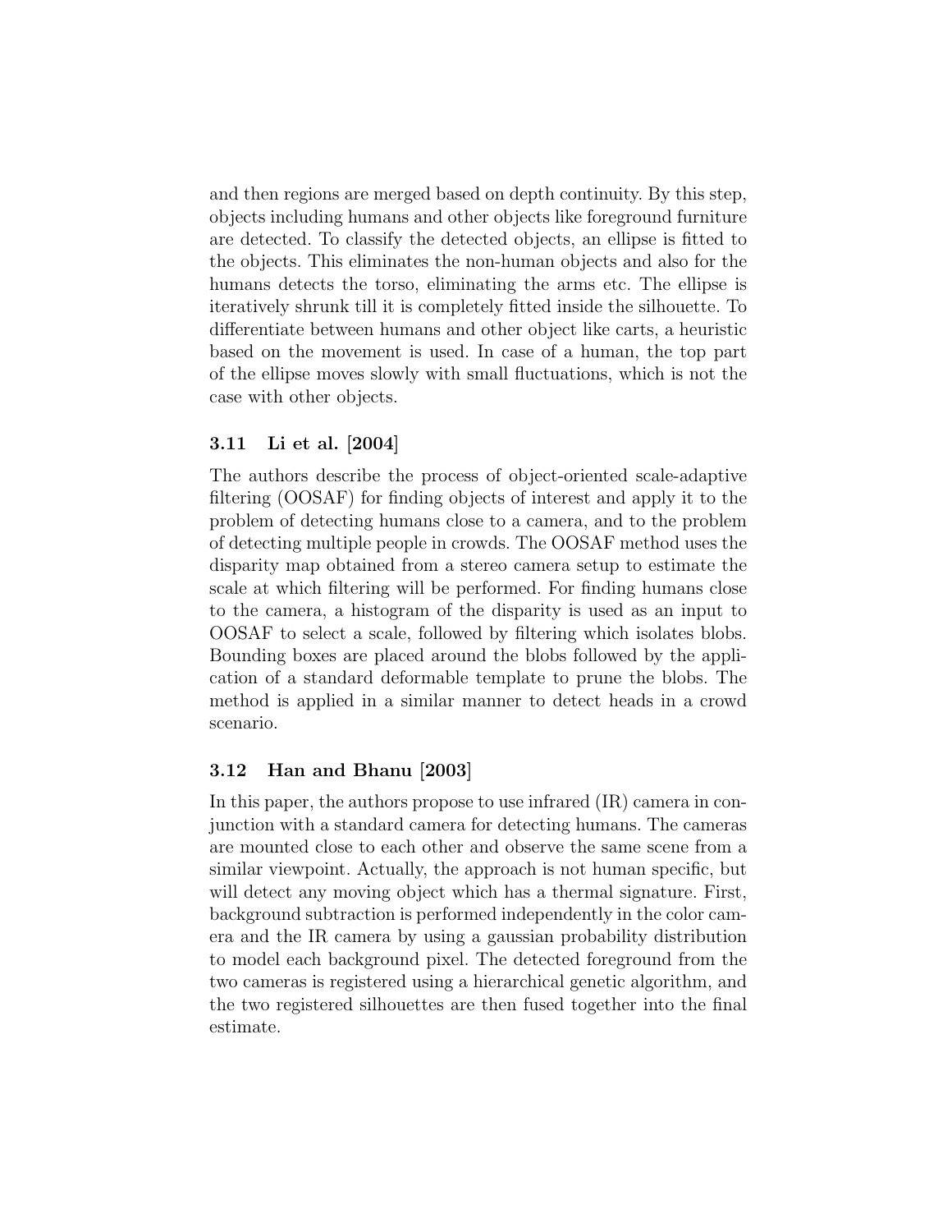and then regions are merged based on depth continuity. By this step, objects including humans and other objects like foreground furniture are detected. To classify the detected objects, an ellipse is fitted to the objects. This eliminates the non-human objects and also for the humans detects the torso, eliminating the arms etc. The ellipse is iteratively shrunk till it is completely fitted inside the silhouette. To differentiate between humans and other object like carts, a heuristic based on the movement is used. In case of a human, the top part of the ellipse moves slowly with small fluctuations, which is not the case with other objects.

### 3.11 Li et al. [2004]

The authors describe the process of object-oriented scale-adaptive filtering (OOSAF) for finding objects of interest and apply it to the problem of detecting humans close to a camera, and to the problem of detecting multiple people in crowds. The OOSAF method uses the disparity map obtained from a stereo camera setup to estimate the scale at which filtering will be performed. For finding humans close to the camera, a histogram of the disparity is used as an input to OOSAF to select a scale, followed by filtering which isolates blobs. Bounding boxes are placed around the blobs followed by the application of a standard deformable template to prune the blobs. The method is applied in a similar manner to detect heads in a crowd scenario.

### 3.12 Han and Bhanu [2003]

In this paper, the authors propose to use infrared (IR) camera in conjunction with a standard camera for detecting humans. The cameras are mounted close to each other and observe the same scene from a similar viewpoint. Actually, the approach is not human specific, but will detect any moving object which has a thermal signature. First, background subtraction is performed independently in the color camera and the IR camera by using a gaussian probability distribution to model each background pixel. The detected foreground from the two cameras is registered using a hierarchical genetic algorithm, and the two registered silhouettes are then fused together into the final estimate.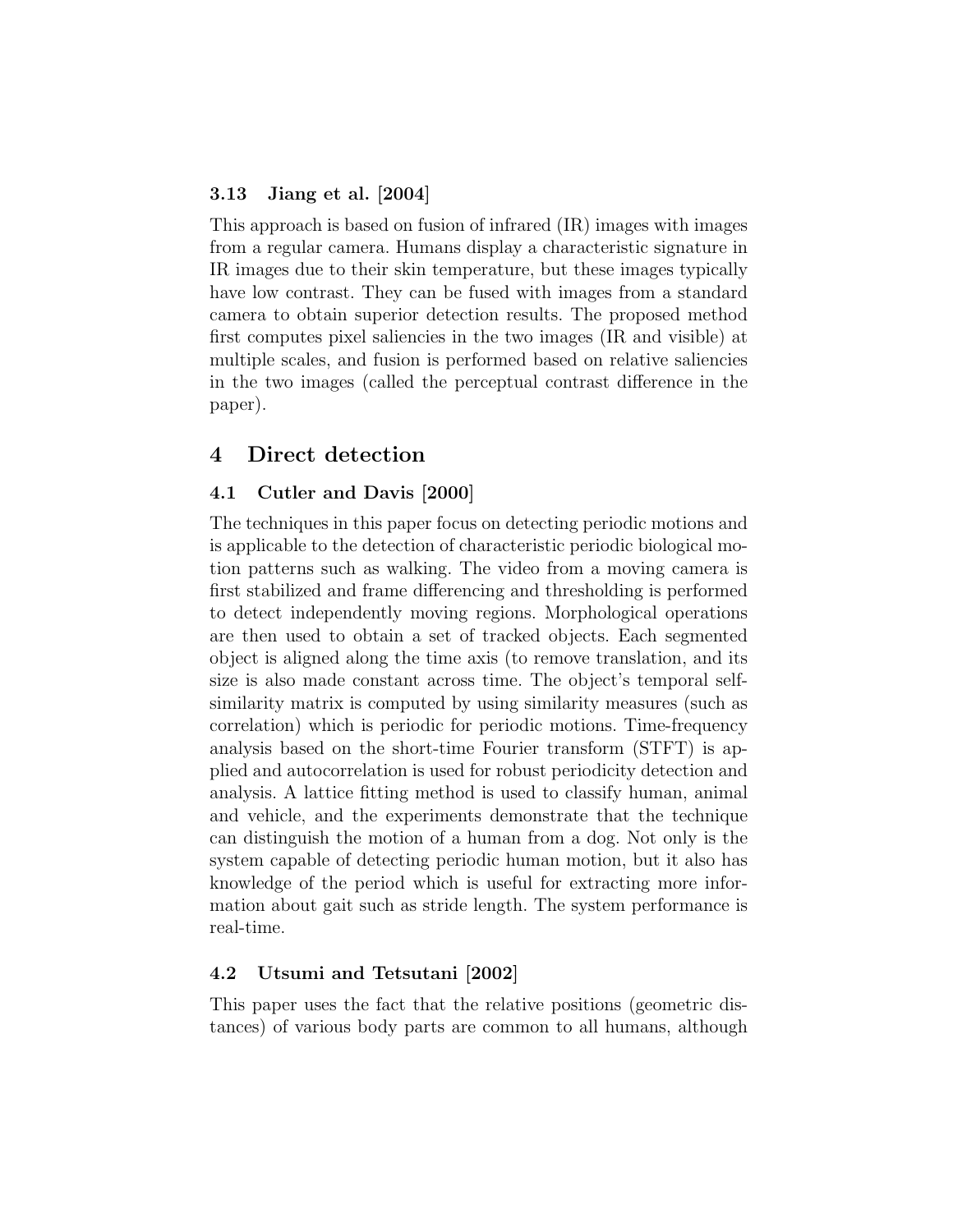### 3.13 Jiang et al. [2004]

This approach is based on fusion of infrared (IR) images with images from a regular camera. Humans display a characteristic signature in IR images due to their skin temperature, but these images typically have low contrast. They can be fused with images from a standard camera to obtain superior detection results. The proposed method first computes pixel saliencies in the two images (IR and visible) at multiple scales, and fusion is performed based on relative saliencies in the two images (called the perceptual contrast difference in the paper).

## 4 Direct detection

### 4.1 Cutler and Davis [2000]

The techniques in this paper focus on detecting periodic motions and is applicable to the detection of characteristic periodic biological motion patterns such as walking. The video from a moving camera is first stabilized and frame differencing and thresholding is performed to detect independently moving regions. Morphological operations are then used to obtain a set of tracked objects. Each segmented object is aligned along the time axis (to remove translation, and its size is also made constant across time. The object's temporal self-similarity matrix is computed by using similarity measures (such as correlation) which is periodic for periodic motions. Time-frequency analysis based on the short-time Fourier transform (STFT) is applied and autocorrelation is used for robust periodicity detection and analysis. A lattice fitting method is used to classify human, animal and vehicle, and the experiments demonstrate that the technique can distinguish the motion of a human from a dog. Not only is the system capable of detecting periodic human motion, but it also has knowledge of the period which is useful for extracting more information about gait such as stride length. The system performance is real-time.

### 4.2 Utsumi and Tetsutani [2002]

This paper uses the fact that the relative positions (geometric distances) of various body parts are common to all humans, although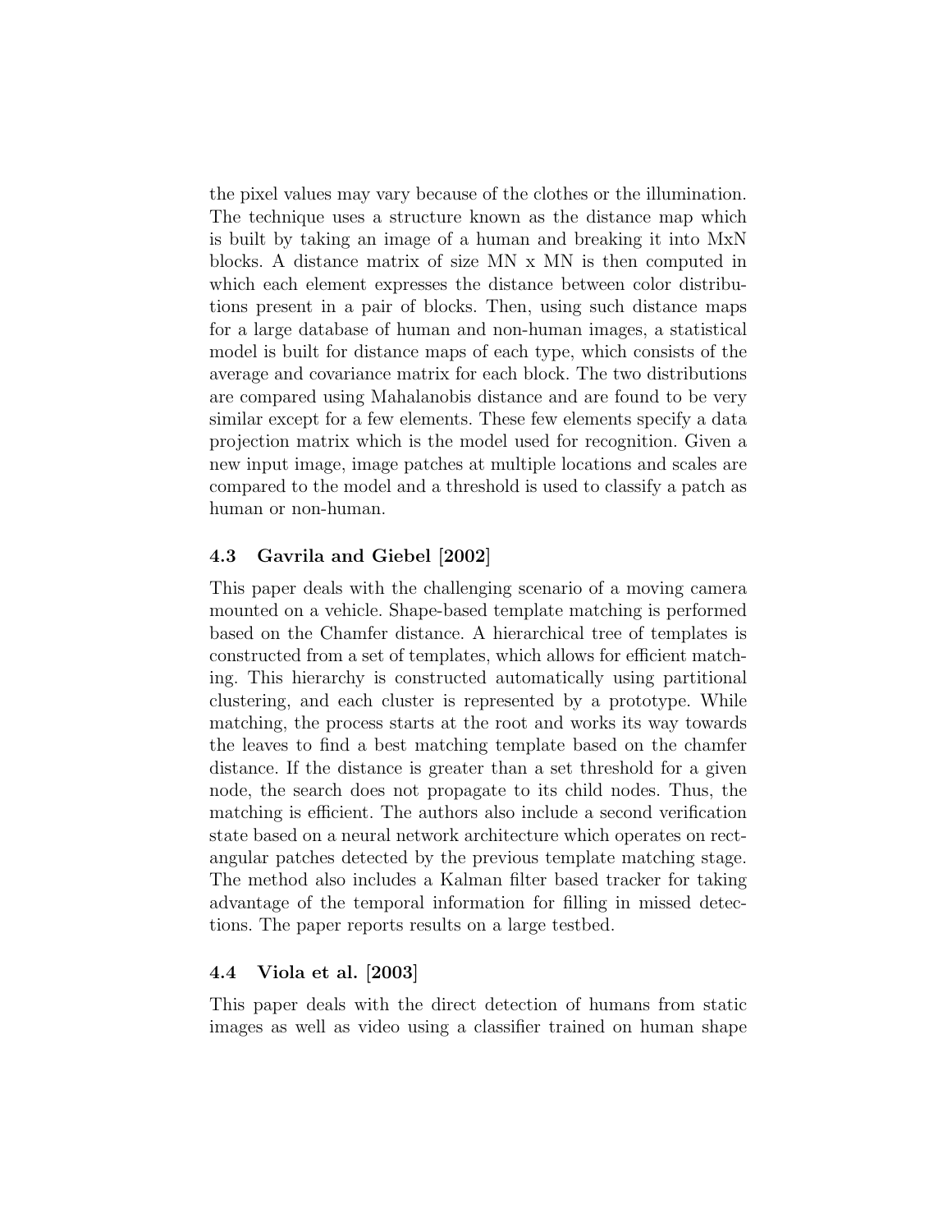the pixel values may vary because of the clothes or the illumination. The technique uses a structure known as the distance map which is built by taking an image of a human and breaking it into MxN blocks. A distance matrix of size MN x MN is then computed in which each element expresses the distance between color distributions present in a pair of blocks. Then, using such distance maps for a large database of human and non-human images, a statistical model is built for distance maps of each type, which consists of the average and covariance matrix for each block. The two distributions are compared using Mahalanobis distance and are found to be very similar except for a few elements. These few elements specify a data projection matrix which is the model used for recognition. Given a new input image, image patches at multiple locations and scales are compared to the model and a threshold is used to classify a patch as human or non-human.

### 4.3 Gavrila and Giebel [2002]

This paper deals with the challenging scenario of a moving camera mounted on a vehicle. Shape-based template matching is performed based on the Chamfer distance. A hierarchical tree of templates is constructed from a set of templates, which allows for efficient matching. This hierarchy is constructed automatically using partitional clustering, and each cluster is represented by a prototype. While matching, the process starts at the root and works its way towards the leaves to find a best matching template based on the chamfer distance. If the distance is greater than a set threshold for a given node, the search does not propagate to its child nodes. Thus, the matching is efficient. The authors also include a second verification state based on a neural network architecture which operates on rectangular patches detected by the previous template matching stage. The method also includes a Kalman filter based tracker for taking advantage of the temporal information for filling in missed detections. The paper reports results on a large testbed.

### 4.4 Viola et al. [2003]

This paper deals with the direct detection of humans from static images as well as video using a classifier trained on human shape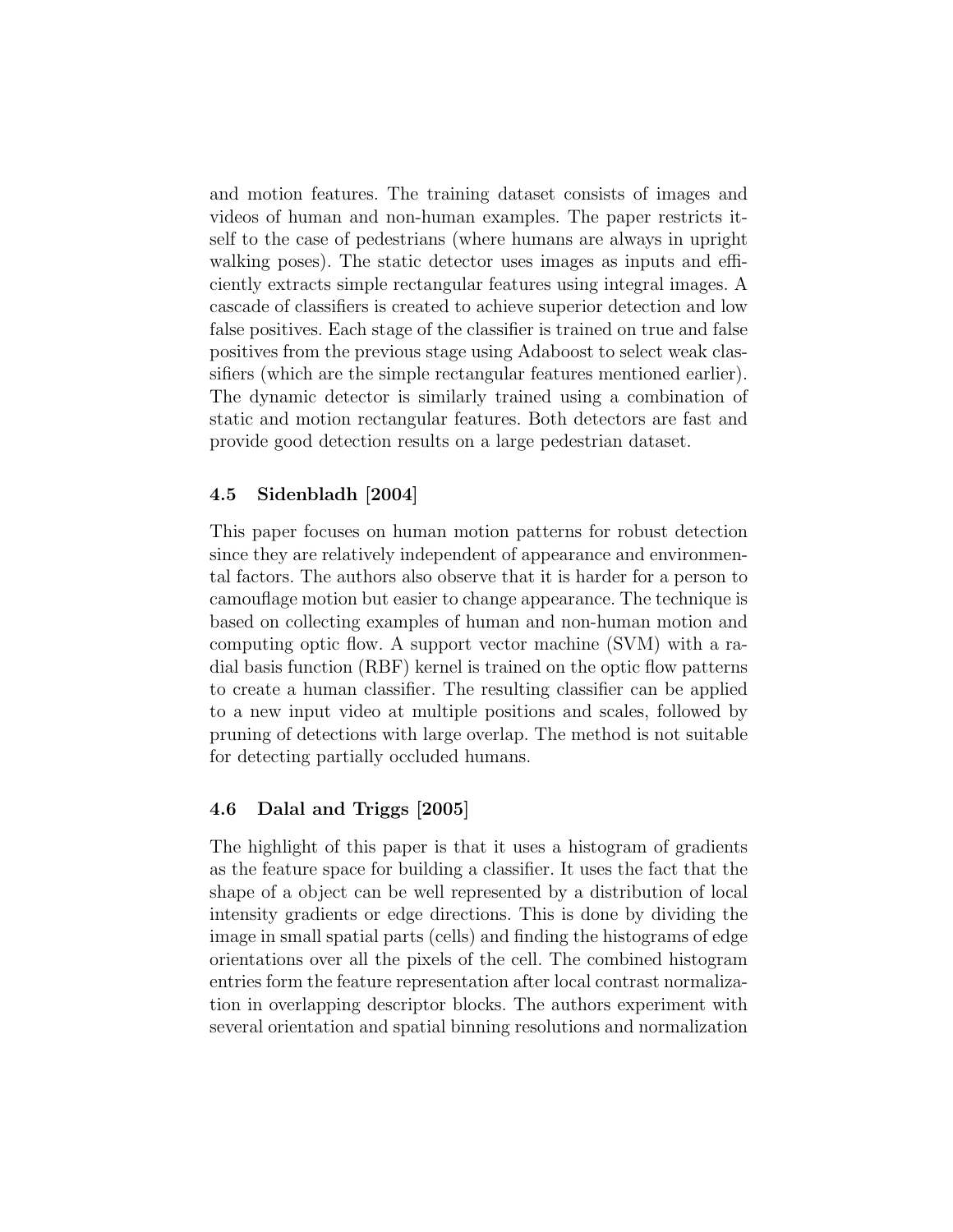and motion features. The training dataset consists of images and videos of human and non-human examples. The paper restricts itself to the case of pedestrians (where humans are always in upright walking poses). The static detector uses images as inputs and efficiently extracts simple rectangular features using integral images. A cascade of classifiers is created to achieve superior detection and low false positives. Each stage of the classifier is trained on true and false positives from the previous stage using Adaboost to select weak classifiers (which are the simple rectangular features mentioned earlier). The dynamic detector is similarly trained using a combination of static and motion rectangular features. Both detectors are fast and provide good detection results on a large pedestrian dataset.

### 4.5 Sidenbladh [2004]

This paper focuses on human motion patterns for robust detection since they are relatively independent of appearance and environmental factors. The authors also observe that it is harder for a person to camouflage motion but easier to change appearance. The technique is based on collecting examples of human and non-human motion and computing optic flow. A support vector machine (SVM) with a radial basis function (RBF) kernel is trained on the optic flow patterns to create a human classifier. The resulting classifier can be applied to a new input video at multiple positions and scales, followed by pruning of detections with large overlap. The method is not suitable for detecting partially occluded humans.

### 4.6 Dalal and Triggs [2005]

The highlight of this paper is that it uses a histogram of gradients as the feature space for building a classifier. It uses the fact that the shape of a object can be well represented by a distribution of local intensity gradients or edge directions. This is done by dividing the image in small spatial parts (cells) and finding the histograms of edge orientations over all the pixels of the cell. The combined histogram entries form the feature representation after local contrast normalization in overlapping descriptor blocks. The authors experiment with several orientation and spatial binning resolutions and normalization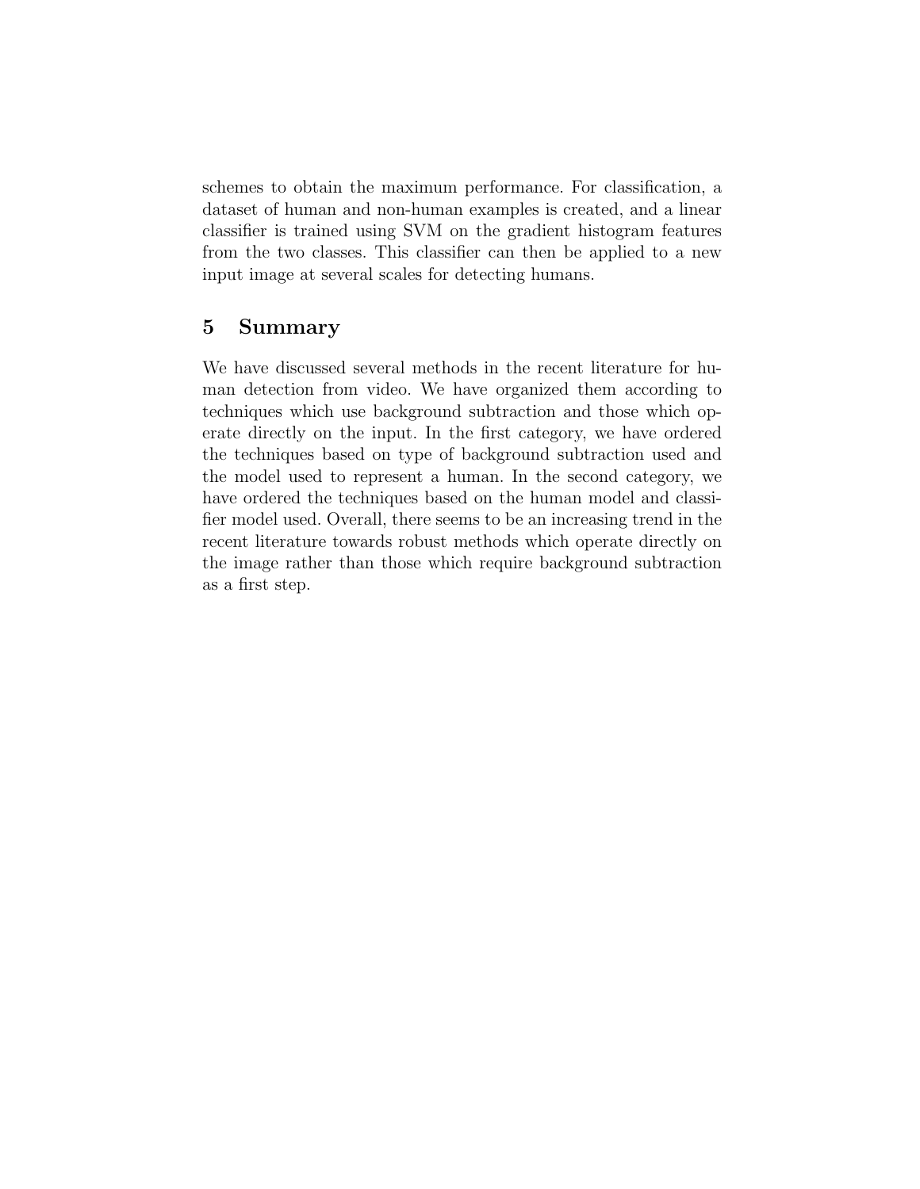schemes to obtain the maximum performance. For classification, a dataset of human and non-human examples is created, and a linear classifier is trained using SVM on the gradient histogram features from the two classes. This classifier can then be applied to a new input image at several scales for detecting humans.

## 5 Summary

We have discussed several methods in the recent literature for human detection from video. We have organized them according to techniques which use background subtraction and those which operate directly on the input. In the first category, we have ordered the techniques based on type of background subtraction used and the model used to represent a human. In the second category, we have ordered the techniques based on the human model and classifier model used. Overall, there seems to be an increasing trend in the recent literature towards robust methods which operate directly on the image rather than those which require background subtraction as a first step.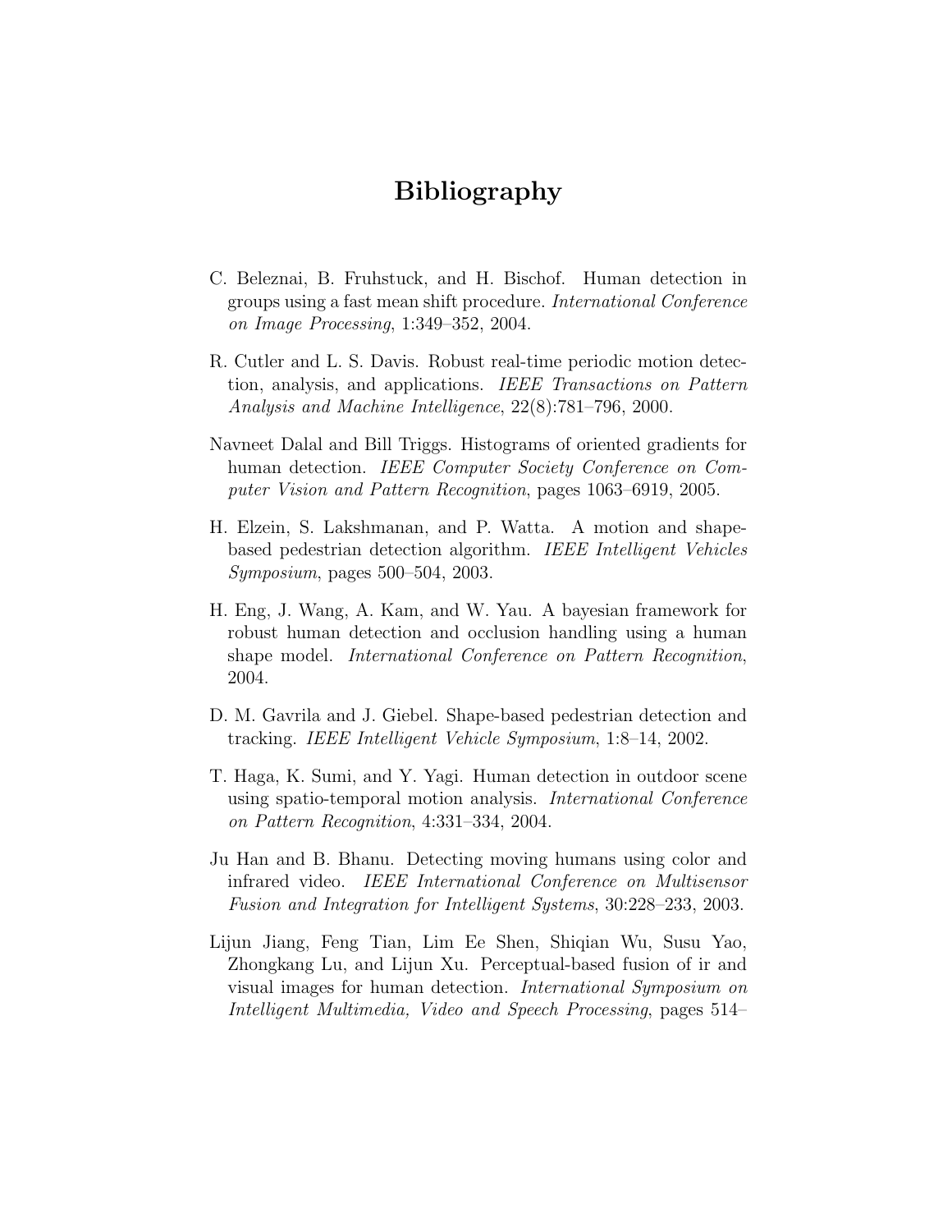# Bibliography

C. Beleznai, B. Fruhstuck, and H. Bischof. Human detection in groups using a fast mean shift procedure. *International Conference on Image Processing*, 1:349–352, 2004.

R. Cutler and L. S. Davis. Robust real-time periodic motion detection, analysis, and applications. *IEEE Transactions on Pattern Analysis and Machine Intelligence*, 22(8):781–796, 2000.

Navneet Dalal and Bill Triggs. Histograms of oriented gradients for human detection. *IEEE Computer Society Conference on Computer Vision and Pattern Recognition*, pages 1063–6919, 2005.

H. Elzein, S. Lakshmanan, and P. Watta. A motion and shape-based pedestrian detection algorithm. *IEEE Intelligent Vehicles Symposium*, pages 500–504, 2003.

H. Eng, J. Wang, A. Kam, and W. Yau. A bayesian framework for robust human detection and occlusion handling using a human shape model. *International Conference on Pattern Recognition*, 2004.

D. M. Gavrila and J. Giebel. Shape-based pedestrian detection and tracking. *IEEE Intelligent Vehicle Symposium*, 1:8–14, 2002.

T. Haga, K. Sumi, and Y. Yagi. Human detection in outdoor scene using spatio-temporal motion analysis. *International Conference on Pattern Recognition*, 4:331–334, 2004.

Ju Han and B. Bhanu. Detecting moving humans using color and infrared video. *IEEE International Conference on Multisensor Fusion and Integration for Intelligent Systems*, 30:228–233, 2003.

Lijun Jiang, Feng Tian, Lim Ee Shen, Shiqian Wu, Susu Yao, Zhongkang Lu, and Lijun Xu. Perceptual-based fusion of ir and visual images for human detection. *International Symposium on Intelligent Multimedia, Video and Speech Processing*, pages 514–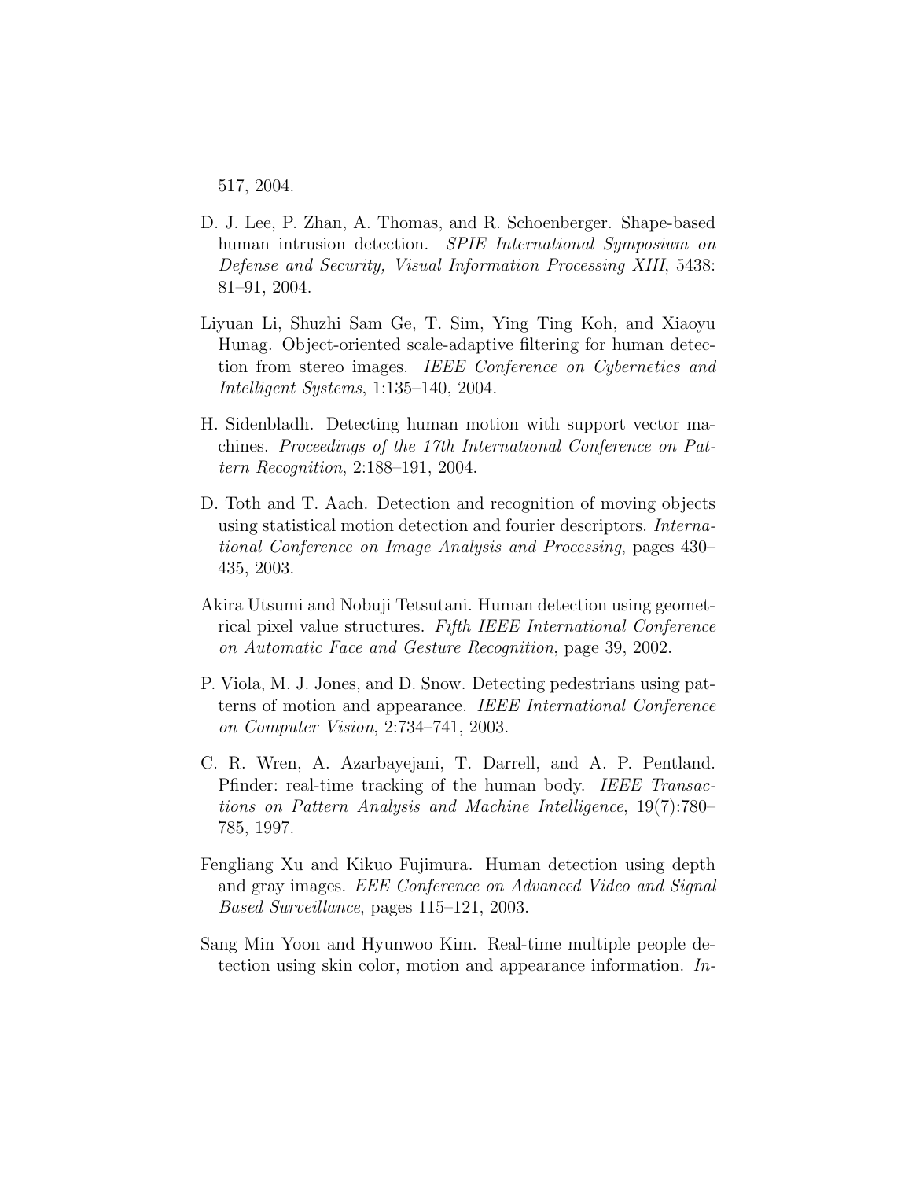517, 2004.

D. J. Lee, P. Zhan, A. Thomas, and R. Schoenberger. Shape-based human intrusion detection. *SPIE International Symposium on Defense and Security, Visual Information Processing XIII*, 5438: 81–91, 2004.

Liyuan Li, Shuzhi Sam Ge, T. Sim, Ying Ting Koh, and Xiaoyu Hunag. Object-oriented scale-adaptive filtering for human detection from stereo images. *IEEE Conference on Cybernetics and Intelligent Systems*, 1:135–140, 2004.

H. Sidenbladh. Detecting human motion with support vector machines. *Proceedings of the 17th International Conference on Pattern Recognition*, 2:188–191, 2004.

D. Toth and T. Aach. Detection and recognition of moving objects using statistical motion detection and fourier descriptors. *International Conference on Image Analysis and Processing*, pages 430–435, 2003.

Akira Utsumi and Nobuji Tetsutani. Human detection using geometrical pixel value structures. *Fifth IEEE International Conference on Automatic Face and Gesture Recognition*, page 39, 2002.

P. Viola, M. J. Jones, and D. Snow. Detecting pedestrians using patterns of motion and appearance. *IEEE International Conference on Computer Vision*, 2:734–741, 2003.

C. R. Wren, A. Azarbayejani, T. Darrell, and A. P. Pentland. Pfinder: real-time tracking of the human body. *IEEE Transactions on Pattern Analysis and Machine Intelligence*, 19(7):780–785, 1997.

Fengliang Xu and Kikuo Fujimura. Human detection using depth and gray images. *EEE Conference on Advanced Video and Signal Based Surveillance*, pages 115–121, 2003.

Sang Min Yoon and Hyunwoo Kim. Real-time multiple people detection using skin color, motion and appearance information. *In-*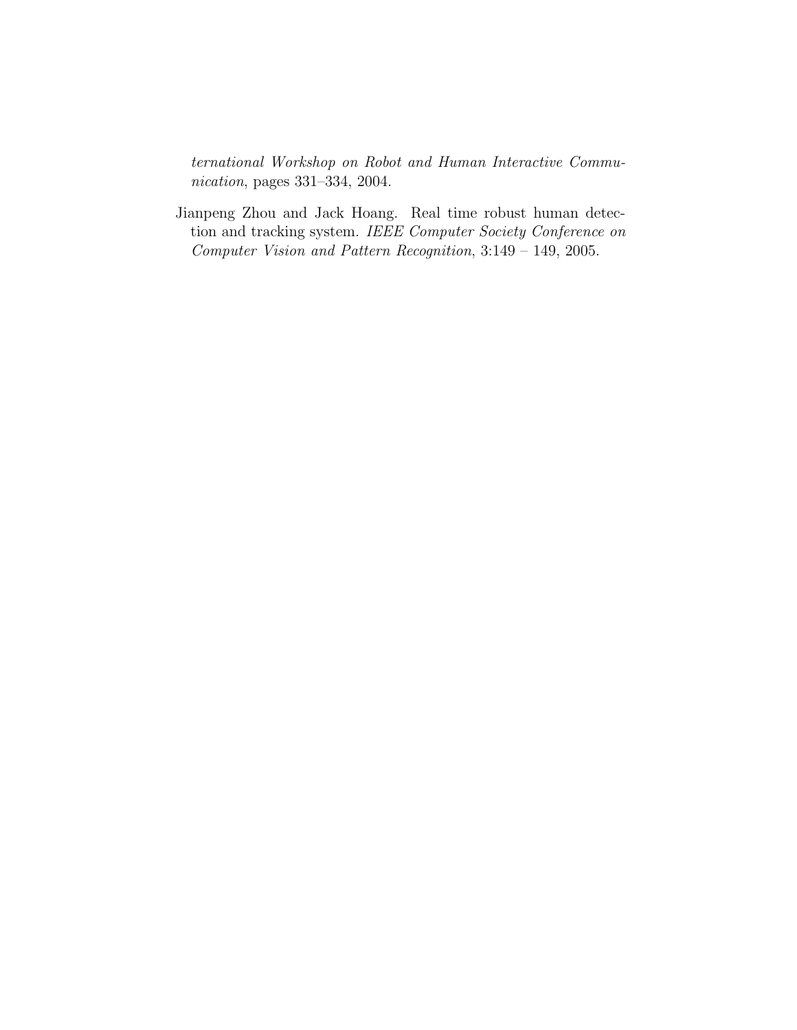*ternational Workshop on Robot and Human Interactive Communication*, pages 331–334, 2004.

Jianpeng Zhou and Jack Hoang. Real time robust human detection and tracking system. *IEEE Computer Society Conference on Computer Vision and Pattern Recognition*, 3:149 – 149, 2005.